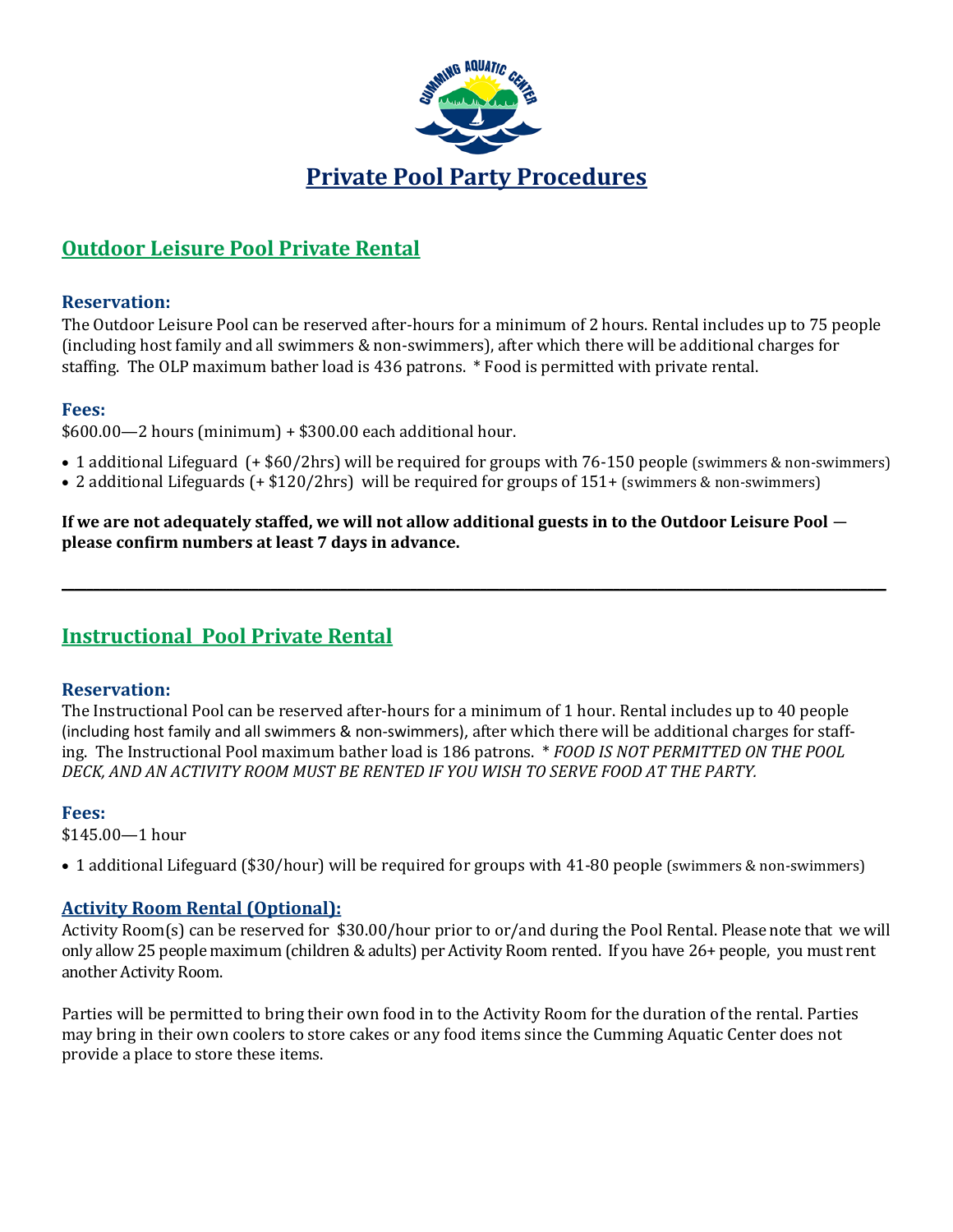# Private Pool Party Procedures

## Outdoor Leisure Pool Private Rental

### Reservation:

The Outdoor Leisure Pool can be reserved after-hours for a minimum of 2 hours. Rental includes up to 75 people (including host family and all swimmers & non-swimmers), after which there will be additional charges for staffing. The OLP maximum bather load is 436 patrons. * Food is permitted with private rental.

### Fees:

$600.00—2 hours (minimum) + $300.00 each additional hour.

- 1 additional Lifeguard (+ $60/2hrs) will be required for groups with 76-150 people (swimmers & non-swimmers)
- 2 additional Lifeguards (+ $120/2hrs) will be required for groups of 151+ (swimmers & non-swimmers)

**If we are not adequately staffed, we will not allow additional guests in to the Outdoor Leisure Pool — please confirm numbers at least 7 days in advance.**

---

## Instructional Pool Private Rental

### Reservation:

The Instructional Pool can be reserved after-hours for a minimum of 1 hour. Rental includes up to 40 people (including host family and all swimmers & non-swimmers), after which there will be additional charges for staffing. The Instructional Pool maximum bather load is 186 patrons. * *FOOD IS NOT PERMITTED ON THE POOL DECK, AND AN ACTIVITY ROOM MUST BE RENTED IF YOU WISH TO SERVE FOOD AT THE PARTY.*

### Fees:

$145.00—1 hour

- 1 additional Lifeguard ($30/hour) will be required for groups with 41-80 people (swimmers & non-swimmers)

### Activity Room Rental (Optional):

Activity Room(s) can be reserved for $30.00/hour prior to or/and during the Pool Rental. Please note that we will only allow 25 people maximum (children & adults) per Activity Room rented. If you have 26+ people, you must rent another Activity Room.

Parties will be permitted to bring their own food in to the Activity Room for the duration of the rental. Parties may bring in their own coolers to store cakes or any food items since the Cumming Aquatic Center does not provide a place to store these items.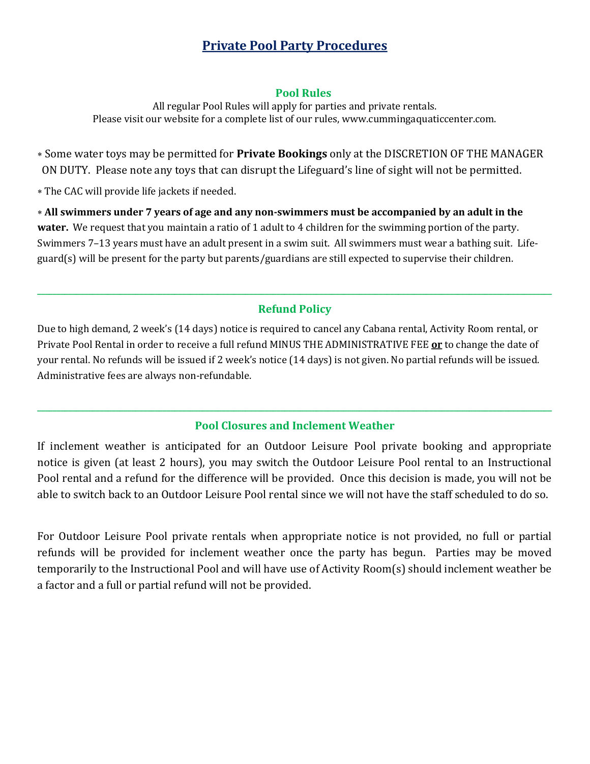# Private Pool Party Procedures

## Pool Rules

All regular Pool Rules will apply for parties and private rentals.
Please visit our website for a complete list of our rules, www.cummingaquaticcenter.com.

- Some water toys may be permitted for **Private Bookings** only at the DISCRETION OF THE MANAGER ON DUTY. Please note any toys that can disrupt the Lifeguard's line of sight will not be permitted.
- The CAC will provide life jackets if needed.
- **All swimmers under 7 years of age and any non-swimmers must be accompanied by an adult in the water.** We request that you maintain a ratio of 1 adult to 4 children for the swimming portion of the party. Swimmers 7–13 years must have an adult present in a swim suit. All swimmers must wear a bathing suit. Lifeguard(s) will be present for the party but parents/guardians are still expected to supervise their children.

---

## Refund Policy

Due to high demand, 2 week's (14 days) notice is required to cancel any Cabana rental, Activity Room rental, or Private Pool Rental in order to receive a full refund MINUS THE ADMINISTRATIVE FEE **or** to change the date of your rental. No refunds will be issued if 2 week's notice (14 days) is not given. No partial refunds will be issued. Administrative fees are always non-refundable.

---

## Pool Closures and Inclement Weather

If inclement weather is anticipated for an Outdoor Leisure Pool private booking and appropriate notice is given (at least 2 hours), you may switch the Outdoor Leisure Pool rental to an Instructional Pool rental and a refund for the difference will be provided. Once this decision is made, you will not be able to switch back to an Outdoor Leisure Pool rental since we will not have the staff scheduled to do so.

For Outdoor Leisure Pool private rentals when appropriate notice is not provided, no full or partial refunds will be provided for inclement weather once the party has begun. Parties may be moved temporarily to the Instructional Pool and will have use of Activity Room(s) should inclement weather be a factor and a full or partial refund will not be provided.